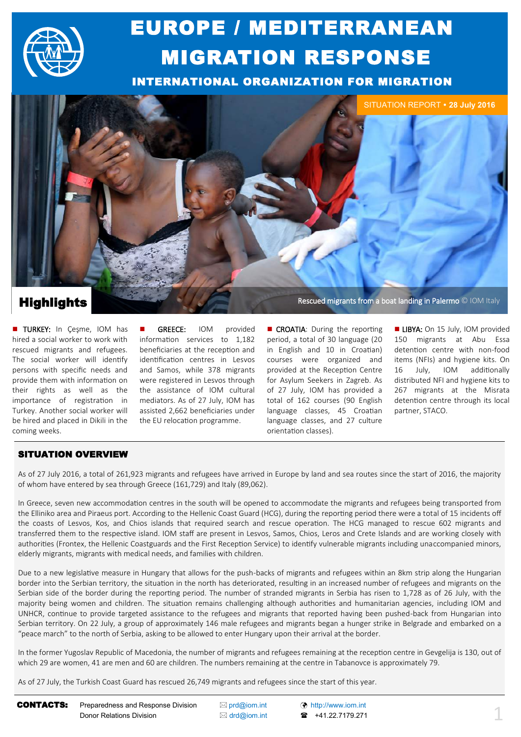# EUROPE / MEDITERRANEAN MIGRATION RESPONSE

## INTERNATIONAL ORGANIZATION FOR MIGRATION

SITUATION REPORT • **28 July 2016**

Rescued migrants from a boat landing in Palermo © IOM Italy

## Highlights

**TURKEY:** In Çeşme, IOM has hired a social worker to work with rescued migrants and refugees. The social worker will identify persons with specific needs and provide them with information on their rights as well as the importance of registration in Turkey. Another social worker will be hired and placed in Dikili in the coming weeks.

**GREECE:** IOM provided information services to 1,182 beneficiaries at the reception and identification centres in Lesvos and Samos, while 378 migrants were registered in Lesvos through the assistance of IOM cultural mediators. As of 27 July, IOM has assisted 2,662 beneficiaries under the EU relocation programme.

**CROATIA**: During the reporting period, a total of 30 language (20 in English and 10 in Croatian) courses were organized and provided at the Reception Centre for Asylum Seekers in Zagreb. As of 27 July, IOM has provided a total of 162 courses (90 English language classes, 45 Croatian language classes, and 27 culture orientation classes).

**LIBYA:** On 15 July, IOM provided 150 migrants at Abu Essa detention centre with non-food items (NFIs) and hygiene kits. On 16 July, IOM additionally distributed NFI and hygiene kits to 267 migrants at the Misrata detention centre through its local partner, STACO.

## SITUATION OVERVIEW

As of 27 July 2016, a total of 261,923 migrants and refugees have arrived in Europe by land and sea routes since the start of 2016, the majority of whom have entered by sea through Greece (161,729) and Italy (89,062).

In Greece, seven new accommodation centres in the south will be opened to accommodate the migrants and refugees being transported from the Elliniko area and Piraeus port. According to the Hellenic Coast Guard (HCG), during the reporting period there were a total of 15 incidents off the coasts of Lesvos, Kos, and Chios islands that required search and rescue operation. The HCG managed to rescue 602 migrants and transferred them to the respective island. IOM staff are present in Lesvos, Samos, Chios, Leros and Crete Islands and are working closely with authorities (Frontex, the Hellenic Coastguards and the First Reception Service) to identify vulnerable migrants including unaccompanied minors, elderly migrants, migrants with medical needs, and families with children.

Due to a new legislative measure in Hungary that allows for the push-backs of migrants and refugees within an 8km strip along the Hungarian border into the Serbian territory, the situation in the north has deteriorated, resulting in an increased number of refugees and migrants on the Serbian side of the border during the reporting period. The number of stranded migrants in Serbia has risen to 1,728 as of 26 July, with the majority being women and children. The situation remains challenging although authorities and humanitarian agencies, including IOM and UNHCR, continue to provide targeted assistance to the refugees and migrants that reported having been pushed-back from Hungarian into Serbian territory. On 22 July, a group of approximately 146 male refugees and migrants began a hunger strike in Belgrade and embarked on a "peace march" to the north of Serbia, asking to be allowed to enter Hungary upon their arrival at the border.

In the former Yugoslav Republic of Macedonia, the number of migrants and refugees remaining at the reception centre in Gevgelija is 130, out of which 29 are women, 41 are men and 60 are children. The numbers remaining at the centre in Tabanovce is approximately 79.

As of 27 July, the Turkish Coast Guard has rescued 26,749 migrants and refugees since the start of this year.

**CONTACTS:** Preparedness and Response Division — prd@iom.int — http://www.iom.int
Donor Relations Division — drd@iom.int — +41.22.7179.271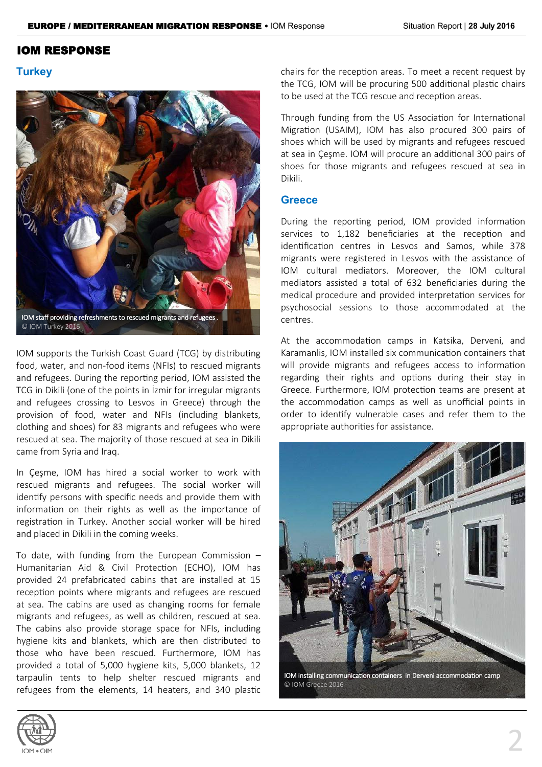# IOM RESPONSE

## Turkey

IOM staff providing refreshments to rescued migrants and refugees . © IOM Turkey 2016

IOM supports the Turkish Coast Guard (TCG) by distributing food, water, and non-food items (NFIs) to rescued migrants and refugees. During the reporting period, IOM assisted the TCG in Dikili (one of the points in İzmir for irregular migrants and refugees crossing to Lesvos in Greece) through the provision of food, water and NFIs (including blankets, clothing and shoes) for 83 migrants and refugees who were rescued at sea. The majority of those rescued at sea in Dikili came from Syria and Iraq.

In Çeşme, IOM has hired a social worker to work with rescued migrants and refugees. The social worker will identify persons with specific needs and provide them with information on their rights as well as the importance of registration in Turkey. Another social worker will be hired and placed in Dikili in the coming weeks.

To date, with funding from the European Commission – Humanitarian Aid & Civil Protection (ECHO), IOM has provided 24 prefabricated cabins that are installed at 15 reception points where migrants and refugees are rescued at sea. The cabins are used as changing rooms for female migrants and refugees, as well as children, rescued at sea. The cabins also provide storage space for NFIs, including hygiene kits and blankets, which are then distributed to those who have been rescued. Furthermore, IOM has provided a total of 5,000 hygiene kits, 5,000 blankets, 12 tarpaulin tents to help shelter rescued migrants and refugees from the elements, 14 heaters, and 340 plastic chairs for the reception areas. To meet a recent request by the TCG, IOM will be procuring 500 additional plastic chairs to be used at the TCG rescue and reception areas.

Through funding from the US Association for International Migration (USAIM), IOM has also procured 300 pairs of shoes which will be used by migrants and refugees rescued at sea in Çeşme. IOM will procure an additional 300 pairs of shoes for those migrants and refugees rescued at sea in Dikili.

## Greece

During the reporting period, IOM provided information services to 1,182 beneficiaries at the reception and identification centres in Lesvos and Samos, while 378 migrants were registered in Lesvos with the assistance of IOM cultural mediators. Moreover, the IOM cultural mediators assisted a total of 632 beneficiaries during the medical procedure and provided interpretation services for psychosocial sessions to those accommodated at the centres.

At the accommodation camps in Katsika, Derveni, and Karamanlis, IOM installed six communication containers that will provide migrants and refugees access to information regarding their rights and options during their stay in Greece. Furthermore, IOM protection teams are present at the accommodation camps as well as unofficial points in order to identify vulnerable cases and refer them to the appropriate authorities for assistance.

IOM installing communication containers in Derveni accommodation camp © IOM Greece 2016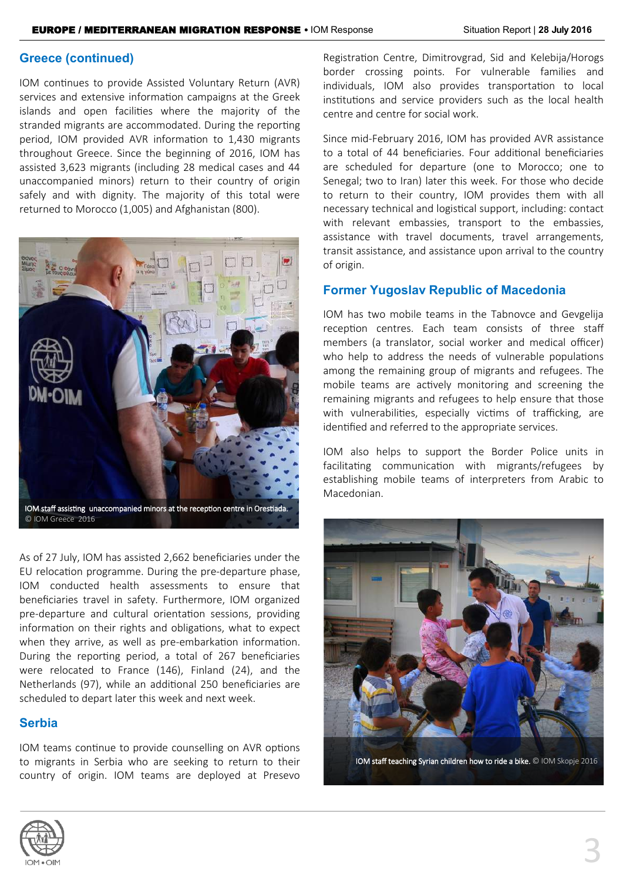## Greece (continued)

IOM continues to provide Assisted Voluntary Return (AVR) services and extensive information campaigns at the Greek islands and open facilities where the majority of the stranded migrants are accommodated. During the reporting period, IOM provided AVR information to 1,430 migrants throughout Greece. Since the beginning of 2016, IOM has assisted 3,623 migrants (including 28 medical cases and 44 unaccompanied minors) return to their country of origin safely and with dignity. The majority of this total were returned to Morocco (1,005) and Afghanistan (800).

IOM staff assisting unaccompanied minors at the reception centre in Orestiada. © IOM Greece 2016

As of 27 July, IOM has assisted 2,662 beneficiaries under the EU relocation programme. During the pre-departure phase, IOM conducted health assessments to ensure that beneficiaries travel in safety. Furthermore, IOM organized pre-departure and cultural orientation sessions, providing information on their rights and obligations, what to expect when they arrive, as well as pre-embarkation information. During the reporting period, a total of 267 beneficiaries were relocated to France (146), Finland (24), and the Netherlands (97), while an additional 250 beneficiaries are scheduled to depart later this week and next week.

## Serbia

IOM teams continue to provide counselling on AVR options to migrants in Serbia who are seeking to return to their country of origin. IOM teams are deployed at Presevo Registration Centre, Dimitrovgrad, Sid and Kelebija/Horgos border crossing points. For vulnerable families and individuals, IOM also provides transportation to local institutions and service providers such as the local health centre and centre for social work.

Since mid-February 2016, IOM has provided AVR assistance to a total of 44 beneficiaries. Four additional beneficiaries are scheduled for departure (one to Morocco; one to Senegal; two to Iran) later this week. For those who decide to return to their country, IOM provides them with all necessary technical and logistical support, including: contact with relevant embassies, transport to the embassies, assistance with travel documents, travel arrangements, transit assistance, and assistance upon arrival to the country of origin.

## Former Yugoslav Republic of Macedonia

IOM has two mobile teams in the Tabnovce and Gevgelija reception centres. Each team consists of three staff members (a translator, social worker and medical officer) who help to address the needs of vulnerable populations among the remaining group of migrants and refugees. The mobile teams are actively monitoring and screening the remaining migrants and refugees to help ensure that those with vulnerabilities, especially victims of trafficking, are identified and referred to the appropriate services.

IOM also helps to support the Border Police units in facilitating communication with migrants/refugees by establishing mobile teams of interpreters from Arabic to Macedonian.

IOM staff teaching Syrian children how to ride a bike. © IOM Skopje 2016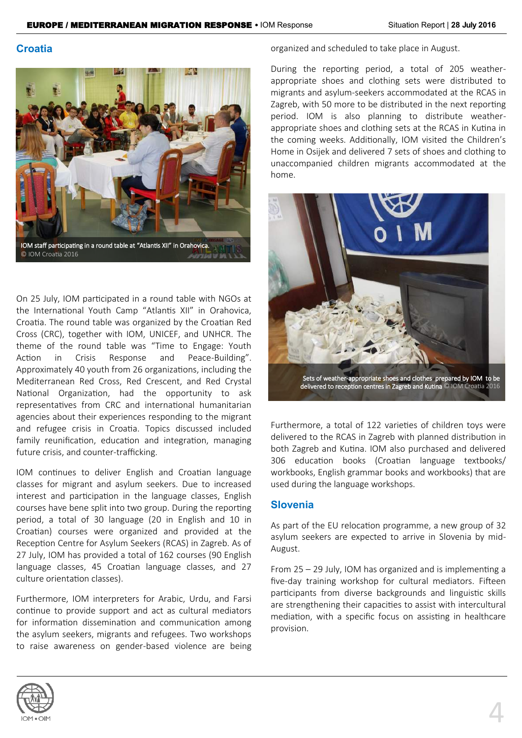## Croatia

IOM staff participating in a round table at "Atlantis XII" in Orahovica. © IOM Croatia 2016

On 25 July, IOM participated in a round table with NGOs at the International Youth Camp "Atlantis XII" in Orahovica, Croatia. The round table was organized by the Croatian Red Cross (CRC), together with IOM, UNICEF, and UNHCR. The theme of the round table was "Time to Engage: Youth Action in Crisis Response and Peace-Building". Approximately 40 youth from 26 organizations, including the Mediterranean Red Cross, Red Crescent, and Red Crystal National Organization, had the opportunity to ask representatives from CRC and international humanitarian agencies about their experiences responding to the migrant and refugee crisis in Croatia. Topics discussed included family reunification, education and integration, managing future crisis, and counter-trafficking.

IOM continues to deliver English and Croatian language classes for migrant and asylum seekers. Due to increased interest and participation in the language classes, English courses have bene split into two group. During the reporting period, a total of 30 language (20 in English and 10 in Croatian) courses were organized and provided at the Reception Centre for Asylum Seekers (RCAS) in Zagreb. As of 27 July, IOM has provided a total of 162 courses (90 English language classes, 45 Croatian language classes, and 27 culture orientation classes).

Furthermore, IOM interpreters for Arabic, Urdu, and Farsi continue to provide support and act as cultural mediators for information dissemination and communication among the asylum seekers, migrants and refugees. Two workshops to raise awareness on gender-based violence are being organized and scheduled to take place in August.

During the reporting period, a total of 205 weather-appropriate shoes and clothing sets were distributed to migrants and asylum-seekers accommodated at the RCAS in Zagreb, with 50 more to be distributed in the next reporting period. IOM is also planning to distribute weather-appropriate shoes and clothing sets at the RCAS in Kutina in the coming weeks. Additionally, IOM visited the Children's Home in Osijek and delivered 7 sets of shoes and clothing to unaccompanied children migrants accommodated at the home.

Sets of weather-appropriate shoes and clothes prepared by IOM to be delivered to reception centres in Zagreb and Kutina © IOM Croatia 2016

Furthermore, a total of 122 varieties of children toys were delivered to the RCAS in Zagreb with planned distribution in both Zagreb and Kutina. IOM also purchased and delivered 306 education books (Croatian language textbooks/ workbooks, English grammar books and workbooks) that are used during the language workshops.

## Slovenia

As part of the EU relocation programme, a new group of 32 asylum seekers are expected to arrive in Slovenia by mid-August.

From 25 – 29 July, IOM has organized and is implementing a five-day training workshop for cultural mediators. Fifteen participants from diverse backgrounds and linguistic skills are strengthening their capacities to assist with intercultural mediation, with a specific focus on assisting in healthcare provision.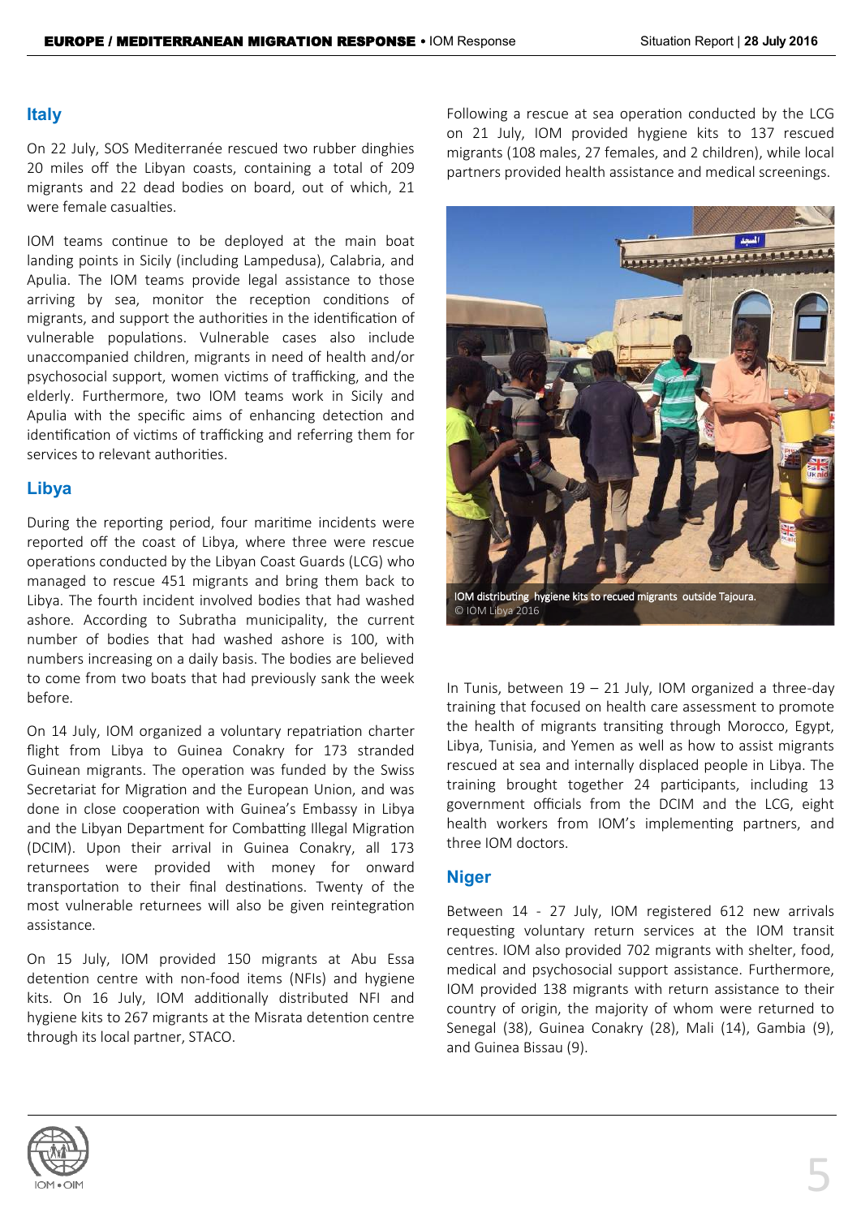## Italy

On 22 July, SOS Mediterranée rescued two rubber dinghies 20 miles off the Libyan coasts, containing a total of 209 migrants and 22 dead bodies on board, out of which, 21 were female casualties.

IOM teams continue to be deployed at the main boat landing points in Sicily (including Lampedusa), Calabria, and Apulia. The IOM teams provide legal assistance to those arriving by sea, monitor the reception conditions of migrants, and support the authorities in the identification of vulnerable populations. Vulnerable cases also include unaccompanied children, migrants in need of health and/or psychosocial support, women victims of trafficking, and the elderly. Furthermore, two IOM teams work in Sicily and Apulia with the specific aims of enhancing detection and identification of victims of trafficking and referring them for services to relevant authorities.

## Libya

During the reporting period, four maritime incidents were reported off the coast of Libya, where three were rescue operations conducted by the Libyan Coast Guards (LCG) who managed to rescue 451 migrants and bring them back to Libya. The fourth incident involved bodies that had washed ashore. According to Subratha municipality, the current number of bodies that had washed ashore is 100, with numbers increasing on a daily basis. The bodies are believed to come from two boats that had previously sank the week before.

On 14 July, IOM organized a voluntary repatriation charter flight from Libya to Guinea Conakry for 173 stranded Guinean migrants. The operation was funded by the Swiss Secretariat for Migration and the European Union, and was done in close cooperation with Guinea's Embassy in Libya and the Libyan Department for Combatting Illegal Migration (DCIM). Upon their arrival in Guinea Conakry, all 173 returnees were provided with money for onward transportation to their final destinations. Twenty of the most vulnerable returnees will also be given reintegration assistance.

On 15 July, IOM provided 150 migrants at Abu Essa detention centre with non-food items (NFIs) and hygiene kits. On 16 July, IOM additionally distributed NFI and hygiene kits to 267 migrants at the Misrata detention centre through its local partner, STACO.

Following a rescue at sea operation conducted by the LCG on 21 July, IOM provided hygiene kits to 137 rescued migrants (108 males, 27 females, and 2 children), while local partners provided health assistance and medical screenings.

IOM distributing hygiene kits to recued migrants outside Tajoura.
© IOM Libya 2016

In Tunis, between 19 – 21 July, IOM organized a three-day training that focused on health care assessment to promote the health of migrants transiting through Morocco, Egypt, Libya, Tunisia, and Yemen as well as how to assist migrants rescued at sea and internally displaced people in Libya. The training brought together 24 participants, including 13 government officials from the DCIM and the LCG, eight health workers from IOM's implementing partners, and three IOM doctors.

## Niger

Between 14 - 27 July, IOM registered 612 new arrivals requesting voluntary return services at the IOM transit centres. IOM also provided 702 migrants with shelter, food, medical and psychosocial support assistance. Furthermore, IOM provided 138 migrants with return assistance to their country of origin, the majority of whom were returned to Senegal (38), Guinea Conakry (28), Mali (14), Gambia (9), and Guinea Bissau (9).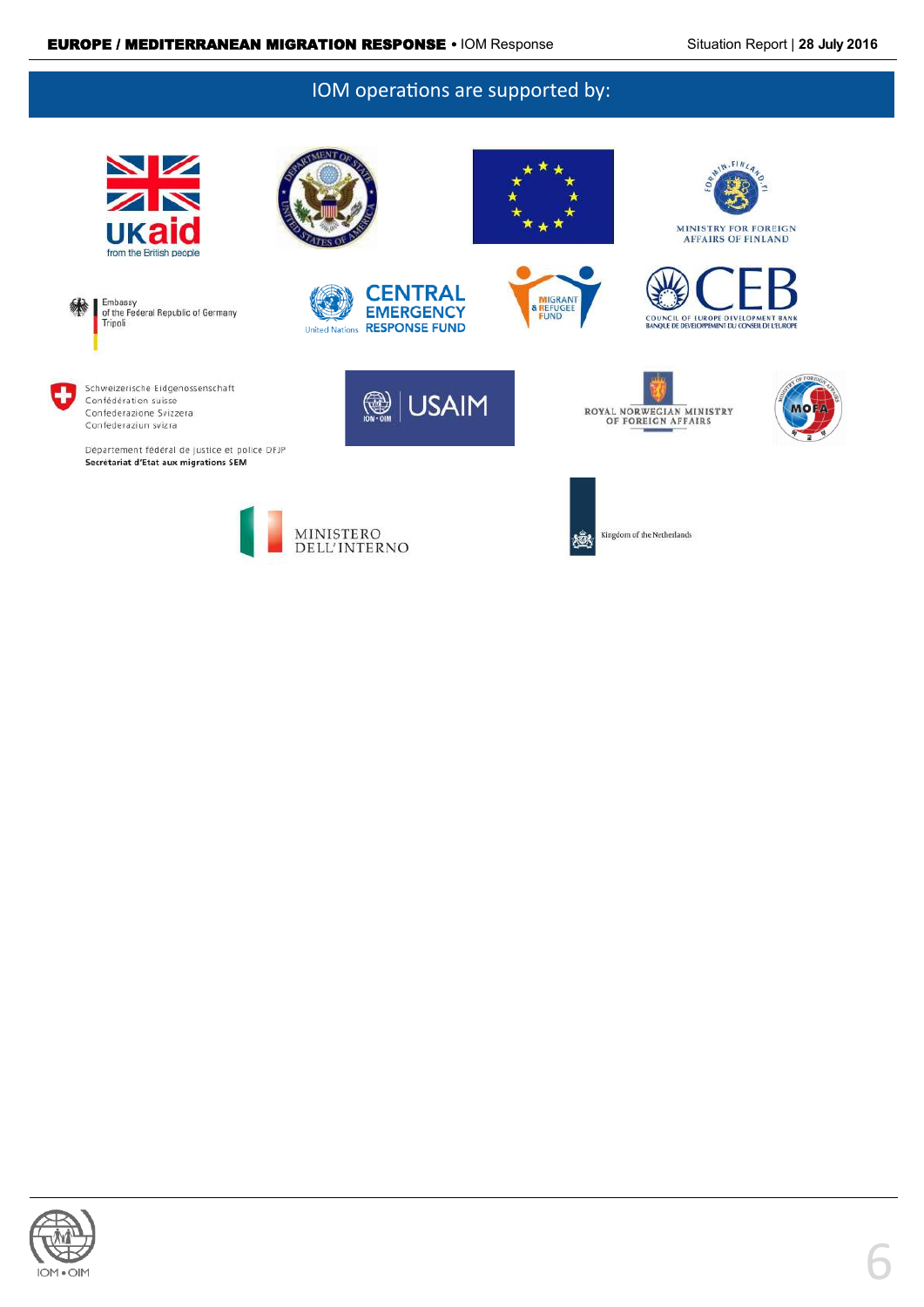## IOM operations are supported by:

UKaid
from the British people

Embassy
of the Federal Republic of Germany
Tripoli

CENTRAL
EMERGENCY
RESPONSE FUND
United Nations

MIGRANT
& REFUGEE
FUND

MINISTRY FOR FOREIGN
AFFAIRS OF FINLAND

CEB
COUNCIL OF EUROPE DEVELOPMENT BANK
BANQUE DE DÉVELOPPEMENT DU CONSEIL DE L'EUROPE

Schweizerische Eidgenossenschaft
Confédération suisse
Confederazione Svizzera
Confederaziun svizra

Département fédéral de justice et police DFJP
**Secrétariat d'Etat aux migrations SEM**

USAIM

ROYAL NORWEGIAN MINISTRY
OF FOREIGN AFFAIRS

MOFA

MINISTERO
DELL'INTERNO

Kingdom of the Netherlands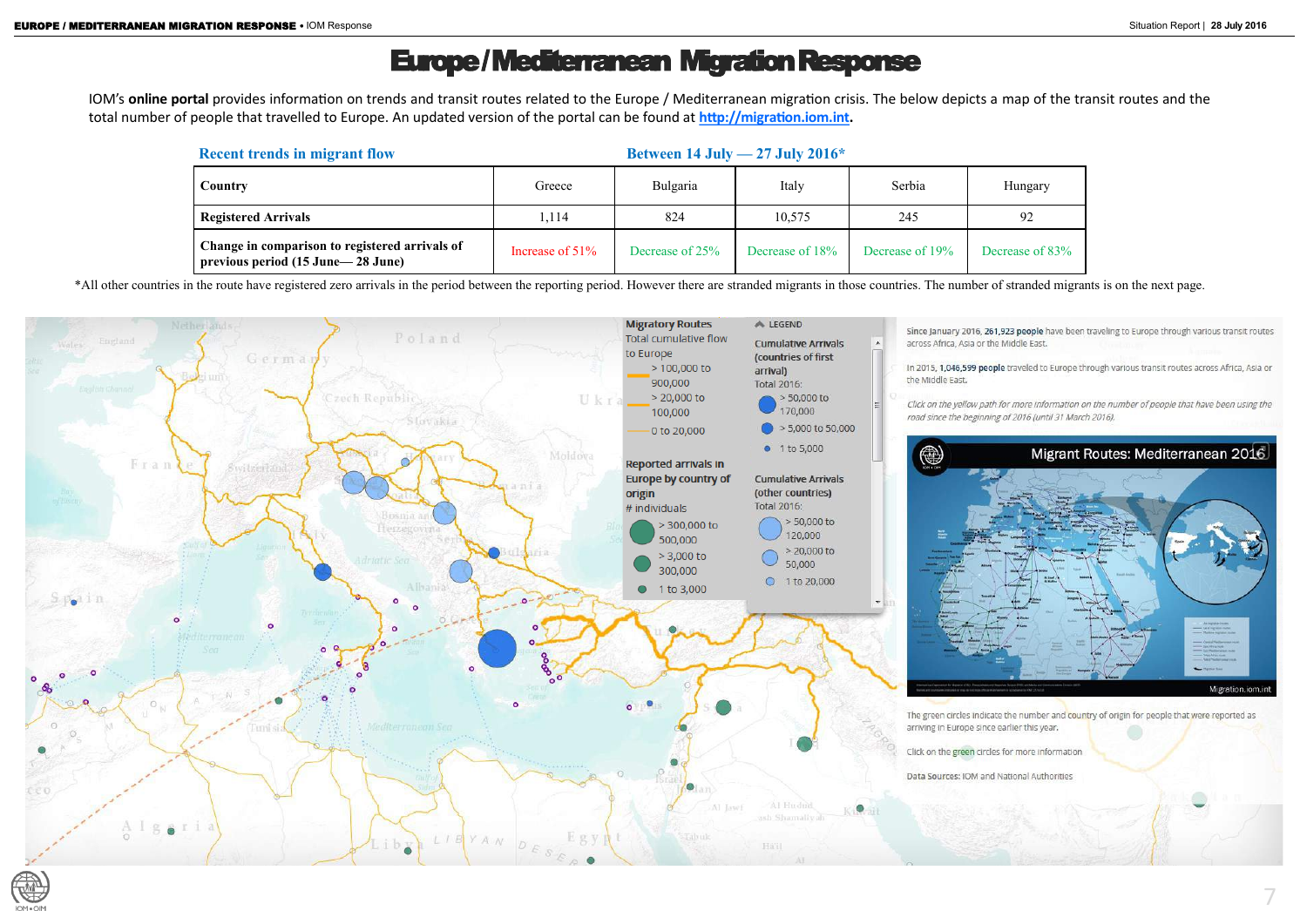# Europe / Mediterranean Migration Response

IOM's **online portal** provides information on trends and transit routes related to the Europe / Mediterranean migration crisis. The below depicts a map of the transit routes and the total number of people that travelled to Europe. An updated version of the portal can be found at http://migration.iom.int.

**Recent trends in migrant flow** — **Between 14 July — 27 July 2016***

| Country | Greece | Bulgaria | Italy | Serbia | Hungary |
|---|---|---|---|---|---|
| Registered Arrivals | 1,114 | 824 | 10,575 | 245 | 92 |
| Change in comparison to registered arrivals of previous period (15 June— 28 June) | Increase of 51% | Decrease of 25% | Decrease of 18% | Decrease of 19% | Decrease of 83% |

*All other countries in the route have registered zero arrivals in the period between the reporting period. However there are stranded migrants in those countries. The number of stranded migrants is on the next page.

**Migratory Routes**

Total cumulative flow to Europe
- > 100,000 to 900,000
- > 20,000 to 100,000
- 0 to 20,000

Reported arrivals in Europe by country of origin
\# individuals
- > 300,000 to 500,000
- > 3,000 to 300,000
- 1 to 3,000

**Legend**

Cumulative Arrivals (countries of first arrival)
Total 2016:
- > 50,000 to 170,000
- > 5,000 to 50,000
- 1 to 5,000

Cumulative Arrivals (other countries)
Total 2016:
- > 50,000 to 120,000
- > 20,000 to 50,000
- 1 to 20,000

Since January 2016, **261,923 people** have been traveling to Europe through various transit routes across Africa, Asia or the Middle East.

In 2015, **1,046,599 people** traveled to Europe through various transit routes across Africa, Asia or the Middle East.

*Click on the yellow path for more information on the number of people that have been using the road since the beginning of 2016 (until 31 March 2016).*

Migrant Routes: Mediterranean 2016

Migration.iom.int

The green circles indicate the number and country of origin for people that were reported as arriving in Europe since earlier this year.

Click on the green circles for more information

Data Sources: IOM and National Authorities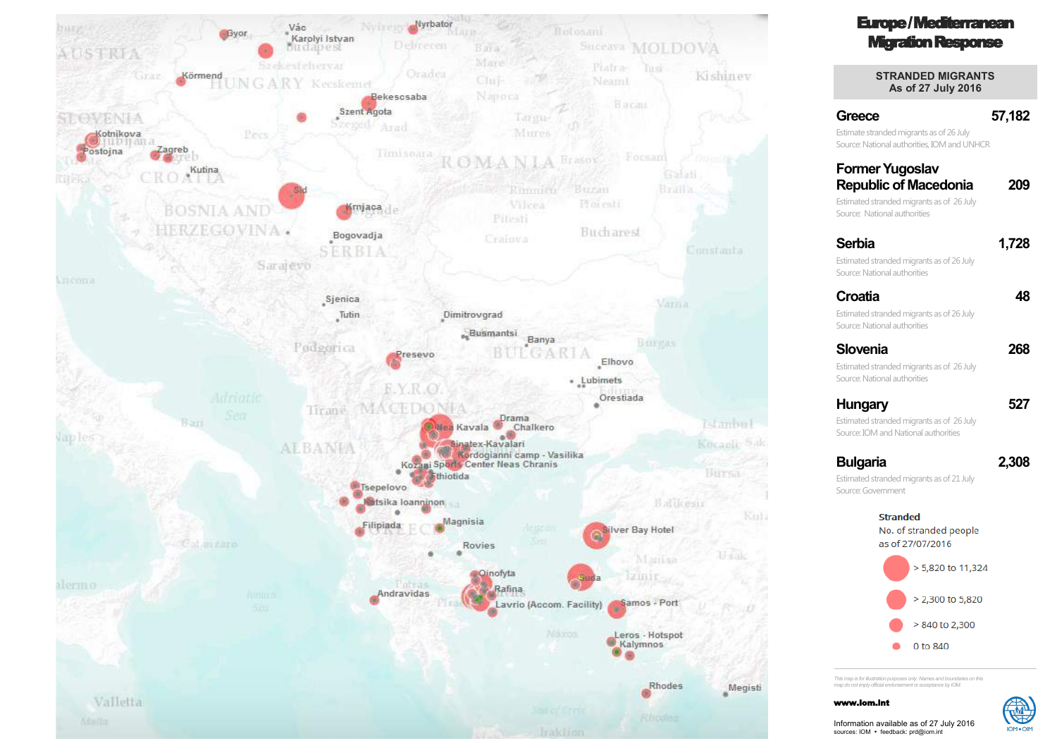# Europe / Mediterranean Migration Response

## STRANDED MIGRANTS
As of 27 July 2016

**Greece** 57,182
Estimate stranded migrants as of 26 July
Source: National authorities, IOM and UNHCR

**Former Yugoslav Republic of Macedonia** 209
Estimated stranded migrants as of 26 July
Source: National authorities

**Serbia** 1,728
Estimated stranded migrants as of 26 July
Source: National authorities

**Croatia** 48
Estimated stranded migrants as of 26 July
Source: National authorities

**Slovenia** 268
Estimated stranded migrants as of 26 July
Source: National authorities

**Hungary** 527
Estimated stranded migrants as of 26 July
Source: IOM and National authorities

**Bulgaria** 2,308
Estimated stranded migrants as of 21 July
Source: Government

**Stranded**
No. of stranded people as of 27/07/2016

> 5,820 to 11,324
> 2,300 to 5,820
> 840 to 2,300
0 to 840

Gyor
Vác
Karolyi Istvan
Nyrbator
Körmend
Bekescsaba
Szent Agota
Kotnikova
Postojna
Zagreb
Kutina
Sid
Krnjaca
Bogovadja
Sjenica
Tutin
Dimitrovgrad
Busmantsi
Banya
Presevo
Elhovo
Lubimets
Orestiada
Drama
Chalkero
Nea Kavala
Sinatex-Kavalari
Kordogianni camp - Vasilika
Kozani Sports Center Neas Chranis
Fthiotida
Tsepelovo
Katsika Ioanninon
Filipiada
Magnisia
Rovies
Silver Bay Hotel
Oinofyta
Rafina
Souda
Andravidas
Lavrio (Accom. Facility)
Samos - Port
Leros - Hotspot
Kalymnos
Rhodes
Megisti

This map is for illustration purposes only. Names and boundaries on this map do not imply official endorsement or acceptance by IOM.

www.iom.int

Information available as of 27 July 2016
sources: IOM • feedback: prd@iom.int